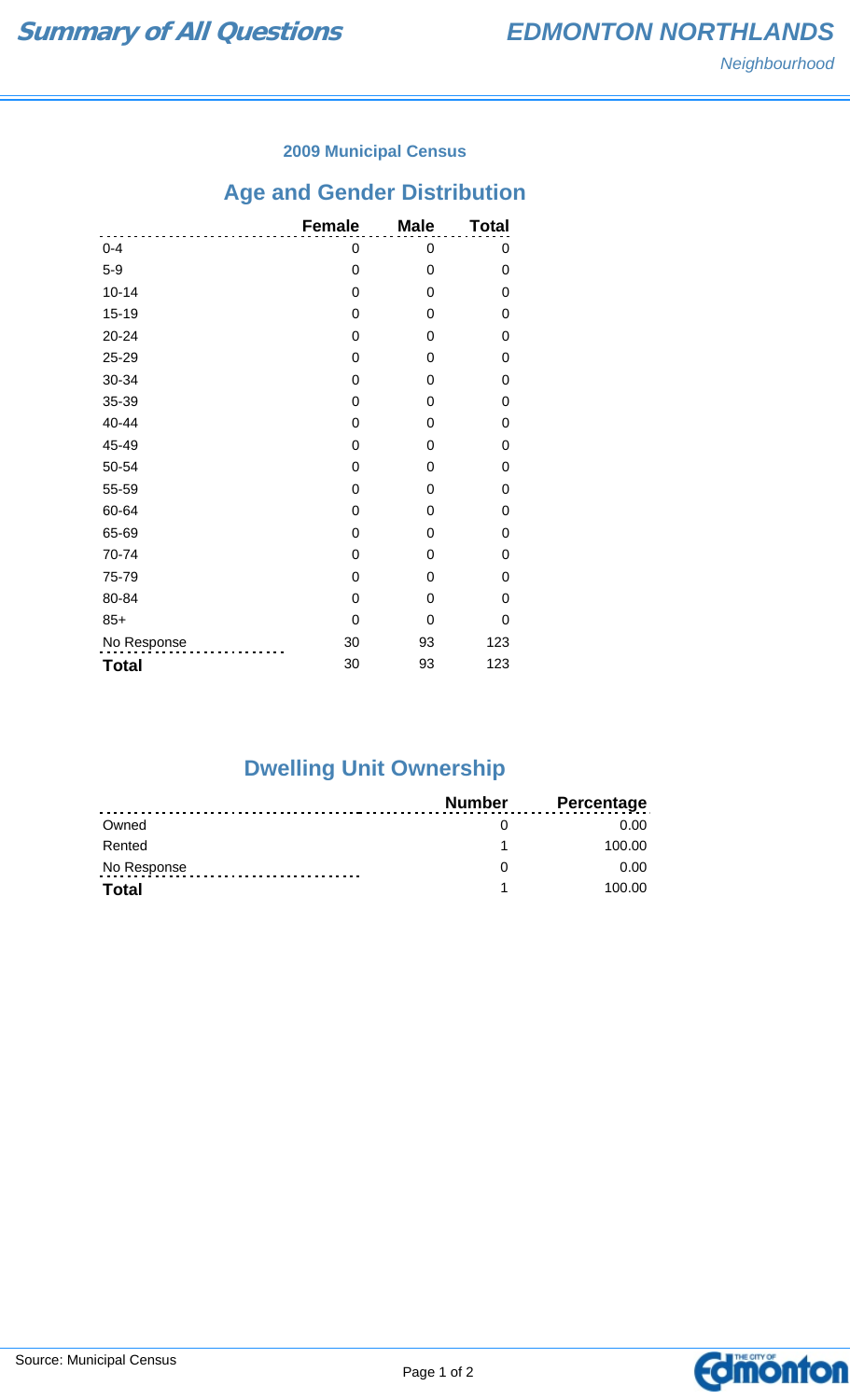# Summary of All Questions

## EDMONTON NORTHLANDS

*Neighbourhood*

### 2009 Municipal Census

## Age and Gender Distribution

| | Female | Male | Total |
|---|---|---|---|
| 0-4 | 0 | 0 | 0 |
| 5-9 | 0 | 0 | 0 |
| 10-14 | 0 | 0 | 0 |
| 15-19 | 0 | 0 | 0 |
| 20-24 | 0 | 0 | 0 |
| 25-29 | 0 | 0 | 0 |
| 30-34 | 0 | 0 | 0 |
| 35-39 | 0 | 0 | 0 |
| 40-44 | 0 | 0 | 0 |
| 45-49 | 0 | 0 | 0 |
| 50-54 | 0 | 0 | 0 |
| 55-59 | 0 | 0 | 0 |
| 60-64 | 0 | 0 | 0 |
| 65-69 | 0 | 0 | 0 |
| 70-74 | 0 | 0 | 0 |
| 75-79 | 0 | 0 | 0 |
| 80-84 | 0 | 0 | 0 |
| 85+ | 0 | 0 | 0 |
| No Response | 30 | 93 | 123 |
| **Total** | 30 | 93 | 123 |

## Dwelling Unit Ownership

| | Number | Percentage |
|---|---|---|
| Owned | 0 | 0.00 |
| Rented | 1 | 100.00 |
| No Response | 0 | 0.00 |
| **Total** | 1 | 100.00 |

Source: Municipal Census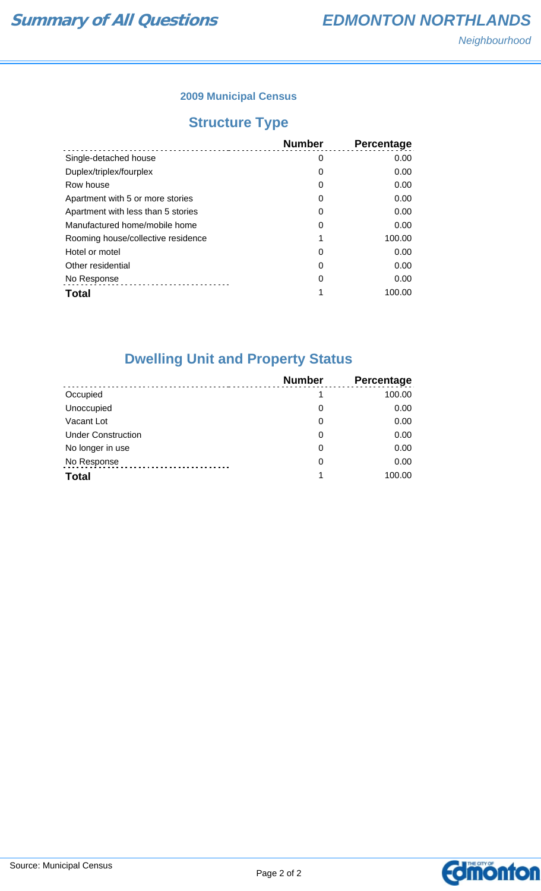### 2009 Municipal Census

## Structure Type

| | Number | Percentage |
|---|---|---|
| Single-detached house | 0 | 0.00 |
| Duplex/triplex/fourplex | 0 | 0.00 |
| Row house | 0 | 0.00 |
| Apartment with 5 or more stories | 0 | 0.00 |
| Apartment with less than 5 stories | 0 | 0.00 |
| Manufactured home/mobile home | 0 | 0.00 |
| Rooming house/collective residence | 1 | 100.00 |
| Hotel or motel | 0 | 0.00 |
| Other residential | 0 | 0.00 |
| No Response | 0 | 0.00 |
| **Total** | 1 | 100.00 |

## Dwelling Unit and Property Status

| | Number | Percentage |
|---|---|---|
| Occupied | 1 | 100.00 |
| Unoccupied | 0 | 0.00 |
| Vacant Lot | 0 | 0.00 |
| Under Construction | 0 | 0.00 |
| No longer in use | 0 | 0.00 |
| No Response | 0 | 0.00 |
| **Total** | 1 | 100.00 |